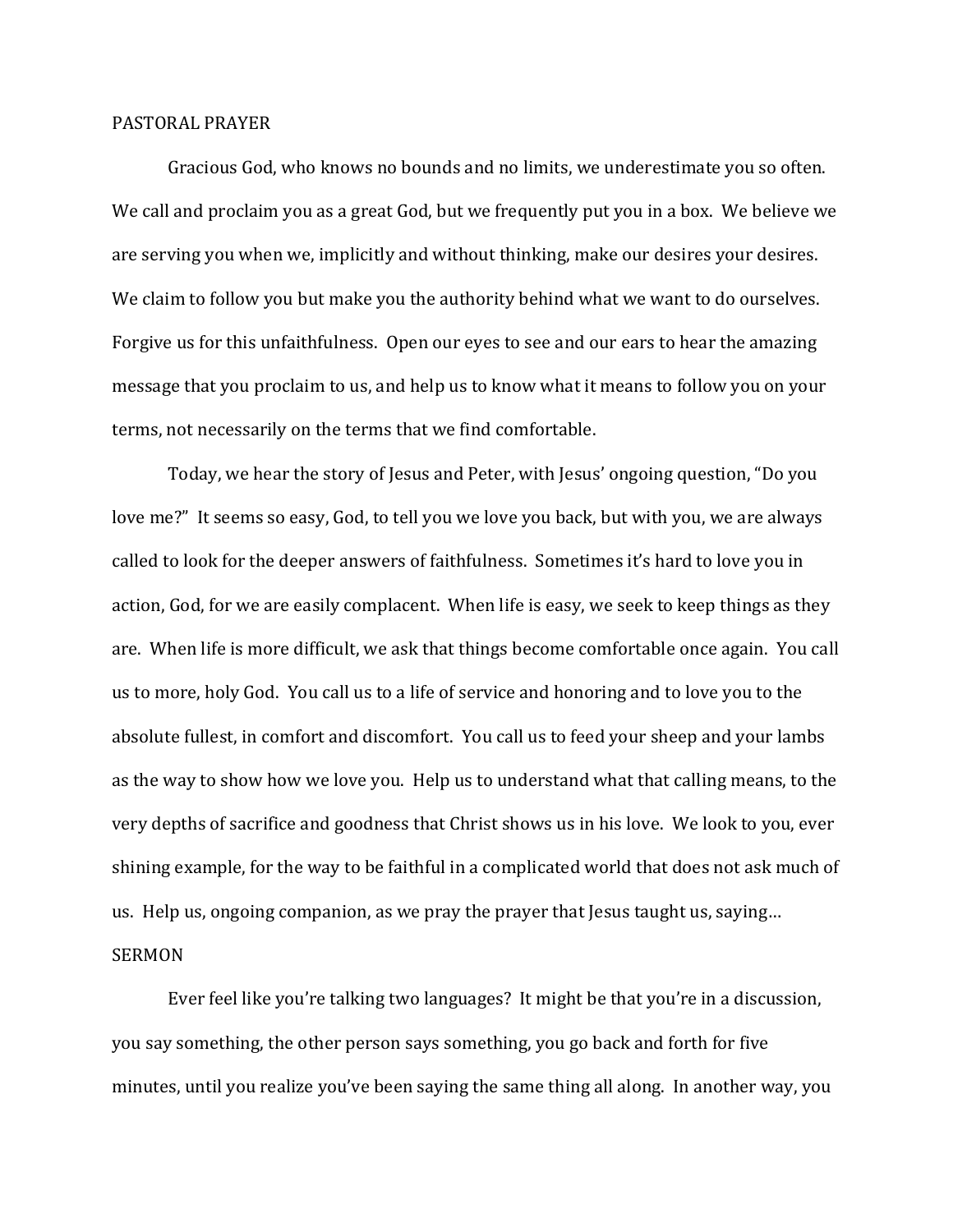## PASTORAL PRAYER

Gracious God, who knows no bounds and no limits, we underestimate you so often. We call and proclaim you as a great God, but we frequently put you in a box. We believe we are serving you when we, implicitly and without thinking, make our desires your desires. We claim to follow you but make you the authority behind what we want to do ourselves. Forgive us for this unfaithfulness. Open our eyes to see and our ears to hear the amazing message that you proclaim to us, and help us to know what it means to follow you on your terms, not necessarily on the terms that we find comfortable.

Today, we hear the story of Jesus and Peter, with Jesus' ongoing question, "Do you love me?" It seems so easy, God, to tell you we love you back, but with you, we are always called to look for the deeper answers of faithfulness. Sometimes it's hard to love you in action, God, for we are easily complacent. When life is easy, we seek to keep things as they are. When life is more difficult, we ask that things become comfortable once again. You call us to more, holy God. You call us to a life of service and honoring and to love you to the absolute fullest, in comfort and discomfort. You call us to feed your sheep and your lambs as the way to show how we love you. Help us to understand what that calling means, to the very depths of sacrifice and goodness that Christ shows us in his love. We look to you, ever shining example, for the way to be faithful in a complicated world that does not ask much of us. Help us, ongoing companion, as we pray the prayer that Jesus taught us, saying…

## SERMON

Ever feel like you're talking two languages? It might be that you're in a discussion, you say something, the other person says something, you go back and forth for five minutes, until you realize you've been saying the same thing all along. In another way, you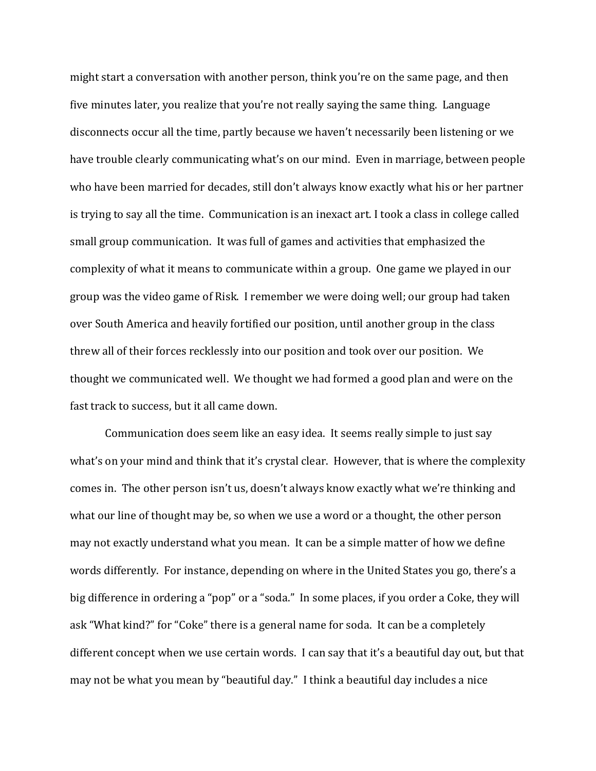might start a conversation with another person, think you're on the same page, and then five minutes later, you realize that you're not really saying the same thing. Language disconnects occur all the time, partly because we haven't necessarily been listening or we have trouble clearly communicating what's on our mind. Even in marriage, between people who have been married for decades, still don't always know exactly what his or her partner is trying to say all the time. Communication is an inexact art. I took a class in college called small group communication. It was full of games and activities that emphasized the complexity of what it means to communicate within a group. One game we played in our group was the video game of Risk. I remember we were doing well; our group had taken over South America and heavily fortified our position, until another group in the class threw all of their forces recklessly into our position and took over our position. We thought we communicated well. We thought we had formed a good plan and were on the fast track to success, but it all came down.

Communication does seem like an easy idea. It seems really simple to just say what's on your mind and think that it's crystal clear. However, that is where the complexity comes in. The other person isn't us, doesn't always know exactly what we're thinking and what our line of thought may be, so when we use a word or a thought, the other person may not exactly understand what you mean. It can be a simple matter of how we define words differently. For instance, depending on where in the United States you go, there's a big difference in ordering a "pop" or a "soda." In some places, if you order a Coke, they will ask "What kind?" for "Coke" there is a general name for soda. It can be a completely different concept when we use certain words. I can say that it's a beautiful day out, but that may not be what you mean by "beautiful day." I think a beautiful day includes a nice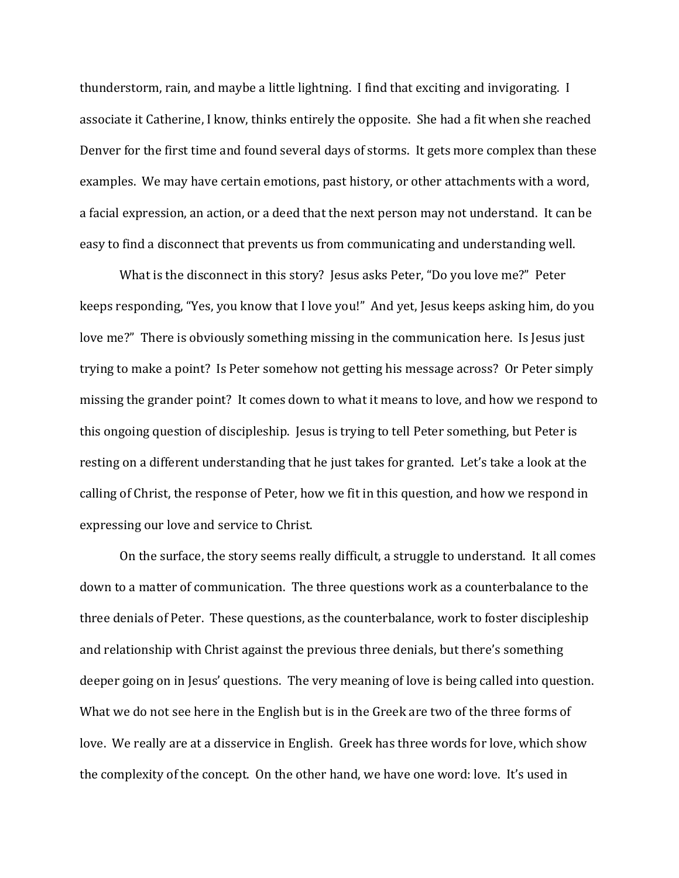thunderstorm, rain, and maybe a little lightning. I find that exciting and invigorating. I associate it Catherine, I know, thinks entirely the opposite. She had a fit when she reached Denver for the first time and found several days of storms. It gets more complex than these examples. We may have certain emotions, past history, or other attachments with a word, a facial expression, an action, or a deed that the next person may not understand. It can be easy to find a disconnect that prevents us from communicating and understanding well.

What is the disconnect in this story? Jesus asks Peter, "Do you love me?" Peter keeps responding, "Yes, you know that I love you!" And yet, Jesus keeps asking him, do you love me?" There is obviously something missing in the communication here. Is Jesus just trying to make a point? Is Peter somehow not getting his message across? Or Peter simply missing the grander point? It comes down to what it means to love, and how we respond to this ongoing question of discipleship. Jesus is trying to tell Peter something, but Peter is resting on a different understanding that he just takes for granted. Let's take a look at the calling of Christ, the response of Peter, how we fit in this question, and how we respond in expressing our love and service to Christ.

On the surface, the story seems really difficult, a struggle to understand. It all comes down to a matter of communication. The three questions work as a counterbalance to the three denials of Peter. These questions, as the counterbalance, work to foster discipleship and relationship with Christ against the previous three denials, but there's something deeper going on in Jesus' questions. The very meaning of love is being called into question. What we do not see here in the English but is in the Greek are two of the three forms of love. We really are at a disservice in English. Greek has three words for love, which show the complexity of the concept. On the other hand, we have one word: love. It's used in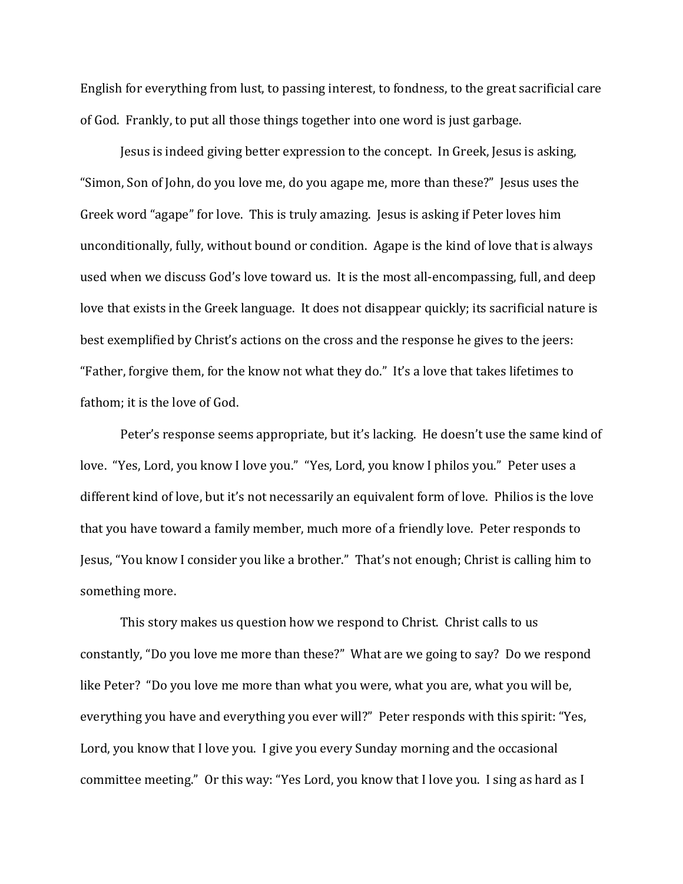English for everything from lust, to passing interest, to fondness, to the great sacrificial care of God. Frankly, to put all those things together into one word is just garbage.

Jesus is indeed giving better expression to the concept. In Greek, Jesus is asking, "Simon, Son of John, do you love me, do you agape me, more than these?" Jesus uses the Greek word "agape" for love. This is truly amazing. Jesus is asking if Peter loves him unconditionally, fully, without bound or condition. Agape is the kind of love that is always used when we discuss God's love toward us. It is the most all-encompassing, full, and deep love that exists in the Greek language. It does not disappear quickly; its sacrificial nature is best exemplified by Christ's actions on the cross and the response he gives to the jeers: "Father, forgive them, for the know not what they do." It's a love that takes lifetimes to fathom; it is the love of God.

Peter's response seems appropriate, but it's lacking. He doesn't use the same kind of love. "Yes, Lord, you know I love you." "Yes, Lord, you know I philos you." Peter uses a different kind of love, but it's not necessarily an equivalent form of love. Philios is the love that you have toward a family member, much more of a friendly love. Peter responds to Jesus, "You know I consider you like a brother." That's not enough; Christ is calling him to something more.

This story makes us question how we respond to Christ. Christ calls to us constantly, "Do you love me more than these?" What are we going to say? Do we respond like Peter? "Do you love me more than what you were, what you are, what you will be, everything you have and everything you ever will?" Peter responds with this spirit: "Yes, Lord, you know that I love you. I give you every Sunday morning and the occasional committee meeting." Or this way: "Yes Lord, you know that I love you. I sing as hard as I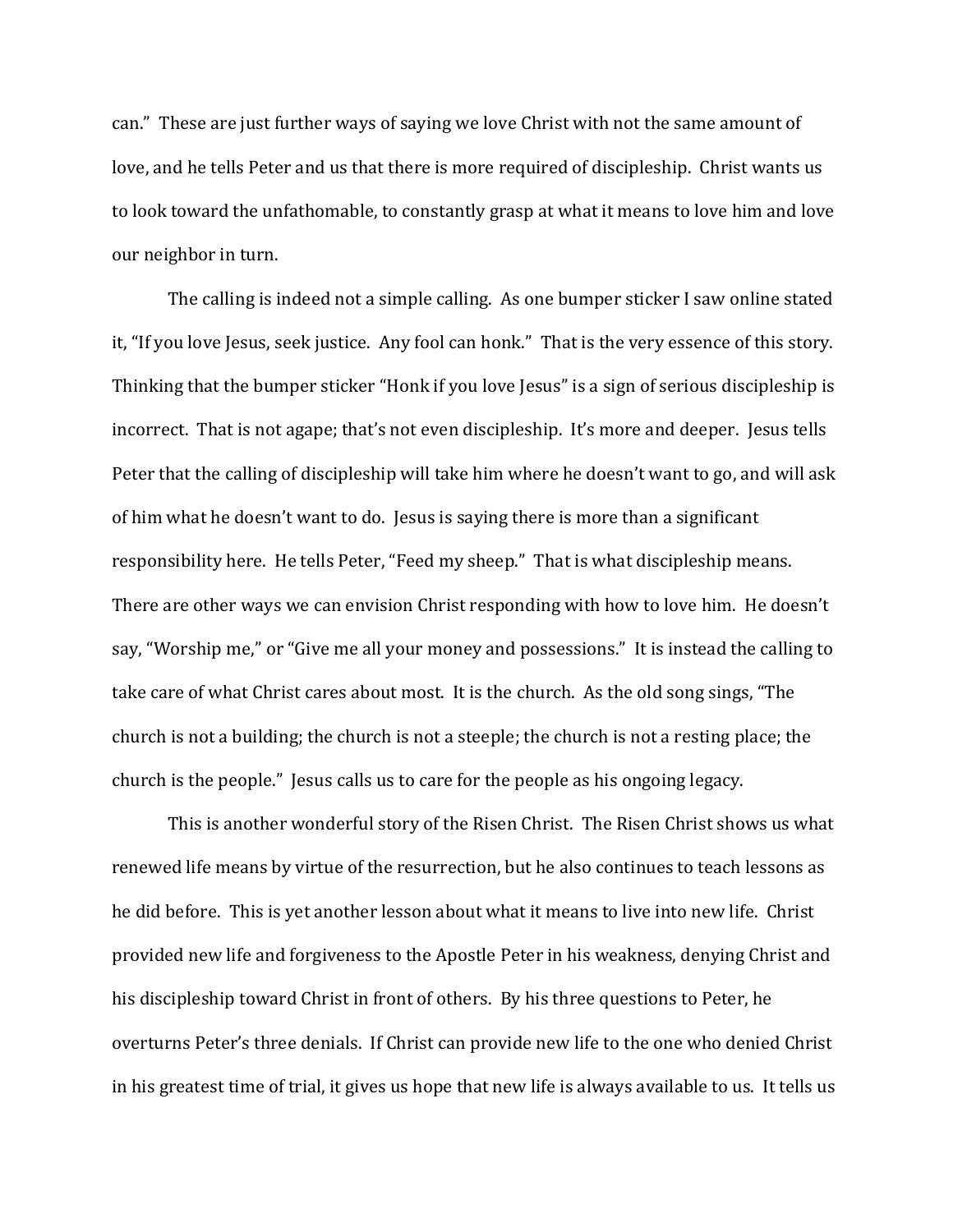can." These are just further ways of saying we love Christ with not the same amount of love, and he tells Peter and us that there is more required of discipleship. Christ wants us to look toward the unfathomable, to constantly grasp at what it means to love him and love our neighbor in turn.

The calling is indeed not a simple calling. As one bumper sticker I saw online stated it, "If you love Jesus, seek justice. Any fool can honk." That is the very essence of this story. Thinking that the bumper sticker "Honk if you love Jesus" is a sign of serious discipleship is incorrect. That is not agape; that's not even discipleship. It's more and deeper. Jesus tells Peter that the calling of discipleship will take him where he doesn't want to go, and will ask of him what he doesn't want to do. Jesus is saying there is more than a significant responsibility here. He tells Peter, "Feed my sheep." That is what discipleship means. There are other ways we can envision Christ responding with how to love him. He doesn't say, "Worship me," or "Give me all your money and possessions." It is instead the calling to take care of what Christ cares about most. It is the church. As the old song sings, "The church is not a building; the church is not a steeple; the church is not a resting place; the church is the people." Jesus calls us to care for the people as his ongoing legacy.

This is another wonderful story of the Risen Christ. The Risen Christ shows us what renewed life means by virtue of the resurrection, but he also continues to teach lessons as he did before. This is yet another lesson about what it means to live into new life. Christ provided new life and forgiveness to the Apostle Peter in his weakness, denying Christ and his discipleship toward Christ in front of others. By his three questions to Peter, he overturns Peter's three denials. If Christ can provide new life to the one who denied Christ in his greatest time of trial, it gives us hope that new life is always available to us. It tells us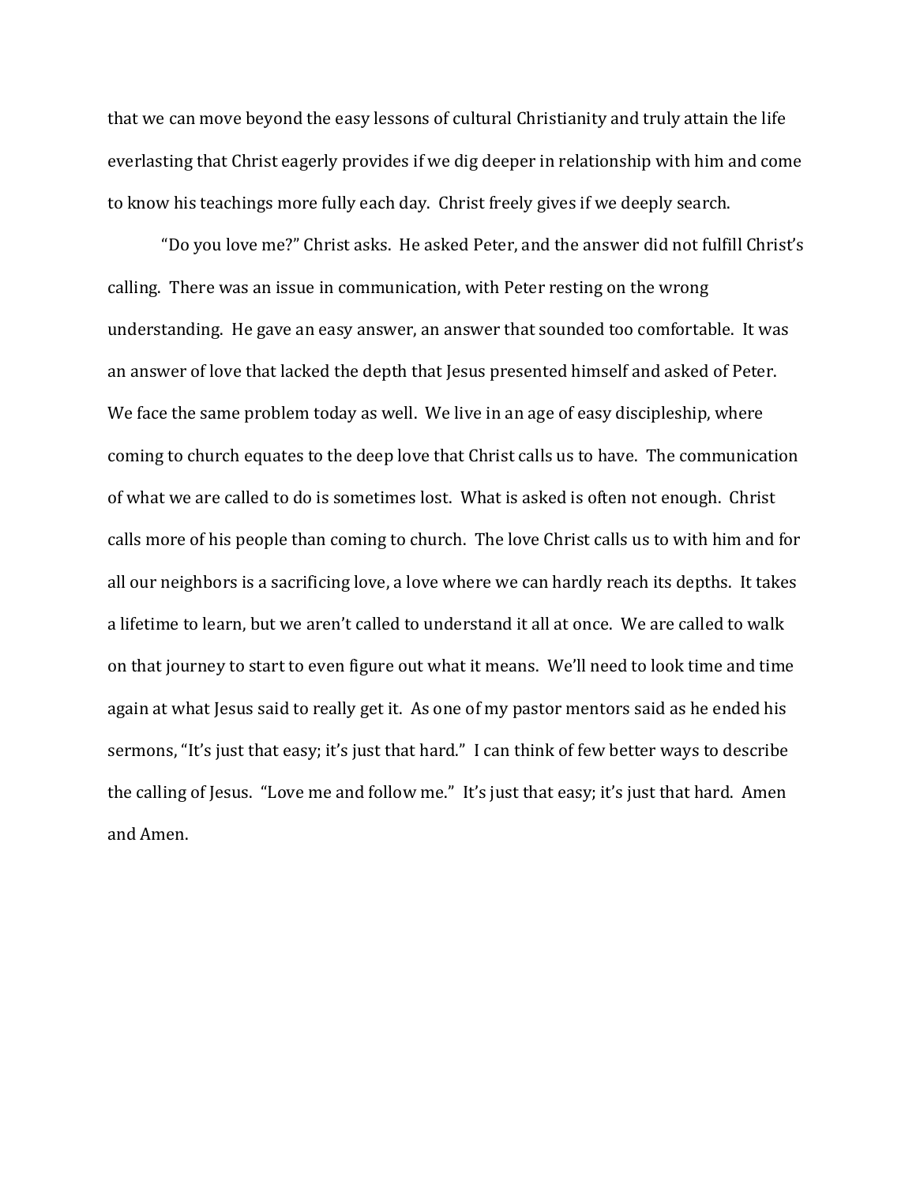that we can move beyond the easy lessons of cultural Christianity and truly attain the life everlasting that Christ eagerly provides if we dig deeper in relationship with him and come to know his teachings more fully each day. Christ freely gives if we deeply search.

"Do you love me?" Christ asks. He asked Peter, and the answer did not fulfill Christ's calling. There was an issue in communication, with Peter resting on the wrong understanding. He gave an easy answer, an answer that sounded too comfortable. It was an answer of love that lacked the depth that Jesus presented himself and asked of Peter. We face the same problem today as well. We live in an age of easy discipleship, where coming to church equates to the deep love that Christ calls us to have. The communication of what we are called to do is sometimes lost. What is asked is often not enough. Christ calls more of his people than coming to church. The love Christ calls us to with him and for all our neighbors is a sacrificing love, a love where we can hardly reach its depths. It takes a lifetime to learn, but we aren't called to understand it all at once. We are called to walk on that journey to start to even figure out what it means. We'll need to look time and time again at what Jesus said to really get it. As one of my pastor mentors said as he ended his sermons, "It's just that easy; it's just that hard." I can think of few better ways to describe the calling of Jesus. "Love me and follow me." It's just that easy; it's just that hard. Amen and Amen.